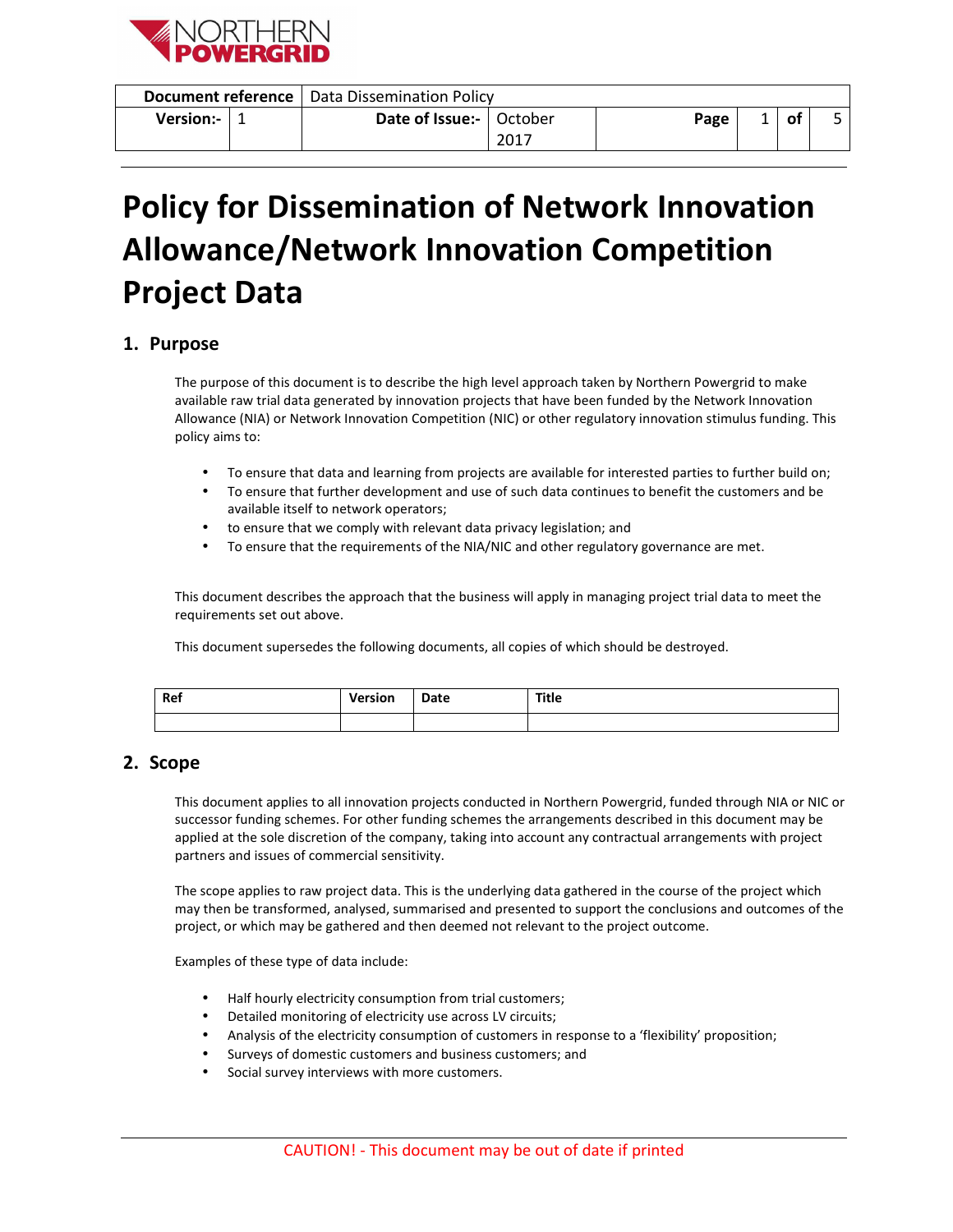| Document reference | Data Dissemination Policy | | | | | | |
|---|---|---|---|---|---|---|---|
| Version:- | 1 | Date of Issue:- | October 2017 | Page | 1 | of | 5 |

# Policy for Dissemination of Network Innovation Allowance/Network Innovation Competition Project Data

## 1. Purpose

The purpose of this document is to describe the high level approach taken by Northern Powergrid to make available raw trial data generated by innovation projects that have been funded by the Network Innovation Allowance (NIA) or Network Innovation Competition (NIC) or other regulatory innovation stimulus funding. This policy aims to:

- To ensure that data and learning from projects are available for interested parties to further build on;
- To ensure that further development and use of such data continues to benefit the customers and be available itself to network operators;
- to ensure that we comply with relevant data privacy legislation; and
- To ensure that the requirements of the NIA/NIC and other regulatory governance are met.

This document describes the approach that the business will apply in managing project trial data to meet the requirements set out above.

This document supersedes the following documents, all copies of which should be destroyed.

| Ref | Version | Date | Title |
|---|---|---|---|
| | | | |

## 2. Scope

This document applies to all innovation projects conducted in Northern Powergrid, funded through NIA or NIC or successor funding schemes. For other funding schemes the arrangements described in this document may be applied at the sole discretion of the company, taking into account any contractual arrangements with project partners and issues of commercial sensitivity.

The scope applies to raw project data. This is the underlying data gathered in the course of the project which may then be transformed, analysed, summarised and presented to support the conclusions and outcomes of the project, or which may be gathered and then deemed not relevant to the project outcome.

Examples of these type of data include:

- Half hourly electricity consumption from trial customers;
- Detailed monitoring of electricity use across LV circuits;
- Analysis of the electricity consumption of customers in response to a 'flexibility' proposition;
- Surveys of domestic customers and business customers; and
- Social survey interviews with more customers.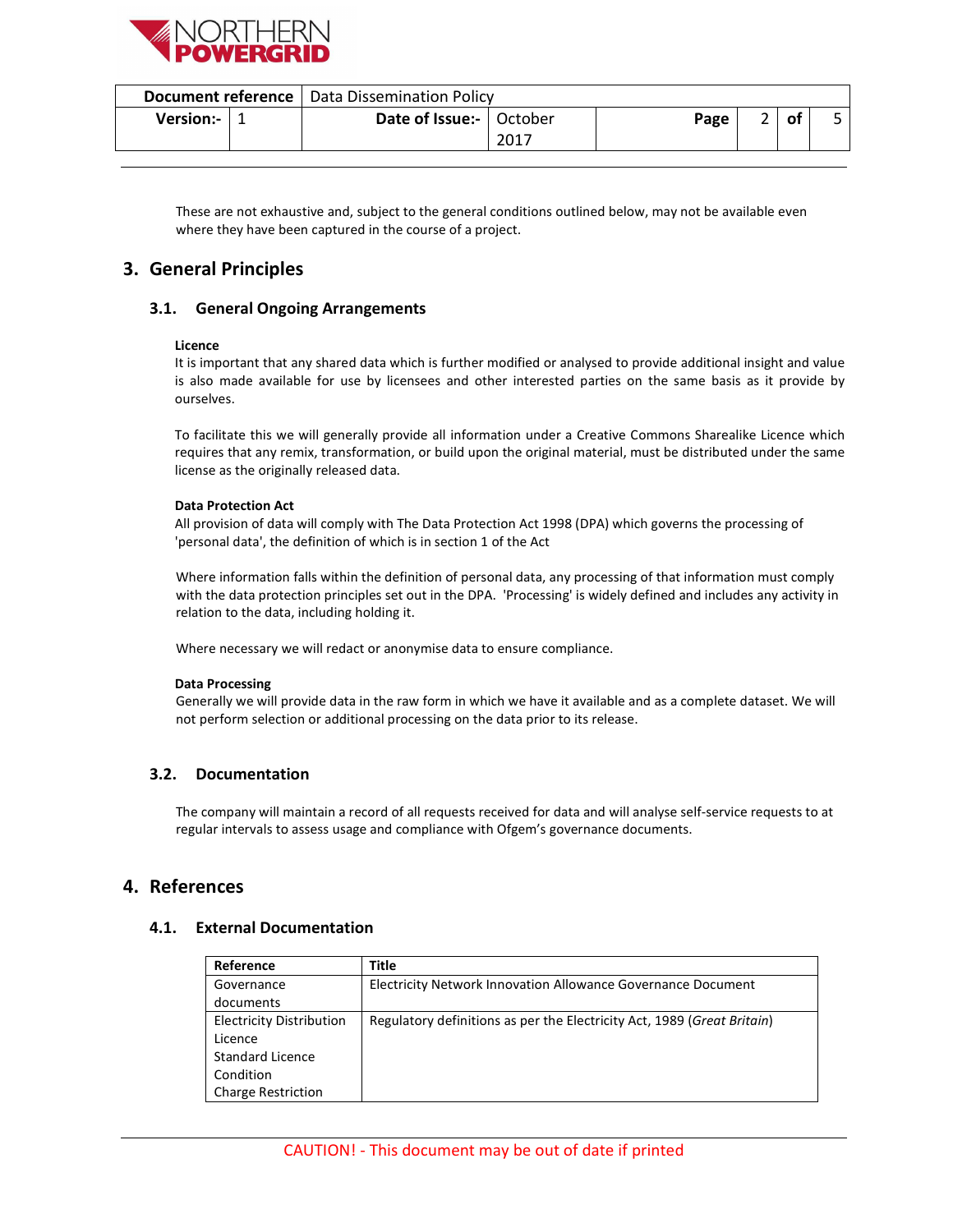These are not exhaustive and, subject to the general conditions outlined below, may not be available even where they have been captured in the course of a project.

# 3. General Principles

## 3.1. General Ongoing Arrangements

**Licence**

It is important that any shared data which is further modified or analysed to provide additional insight and value is also made available for use by licensees and other interested parties on the same basis as it provide by ourselves.

To facilitate this we will generally provide all information under a Creative Commons Sharealike Licence which requires that any remix, transformation, or build upon the original material, must be distributed under the same license as the originally released data.

**Data Protection Act**

All provision of data will comply with The Data Protection Act 1998 (DPA) which governs the processing of 'personal data', the definition of which is in section 1 of the Act

Where information falls within the definition of personal data, any processing of that information must comply with the data protection principles set out in the DPA. 'Processing' is widely defined and includes any activity in relation to the data, including holding it.

Where necessary we will redact or anonymise data to ensure compliance.

**Data Processing**

Generally we will provide data in the raw form in which we have it available and as a complete dataset. We will not perform selection or additional processing on the data prior to its release.

## 3.2. Documentation

The company will maintain a record of all requests received for data and will analyse self-service requests to at regular intervals to assess usage and compliance with Ofgem's governance documents.

# 4. References

## 4.1. External Documentation

| Reference | Title |
|---|---|
| Governance documents | Electricity Network Innovation Allowance Governance Document |
| Electricity Distribution Licence<br>Standard Licence Condition<br>Charge Restriction | Regulatory definitions as per the Electricity Act, 1989 (*Great Britain*) |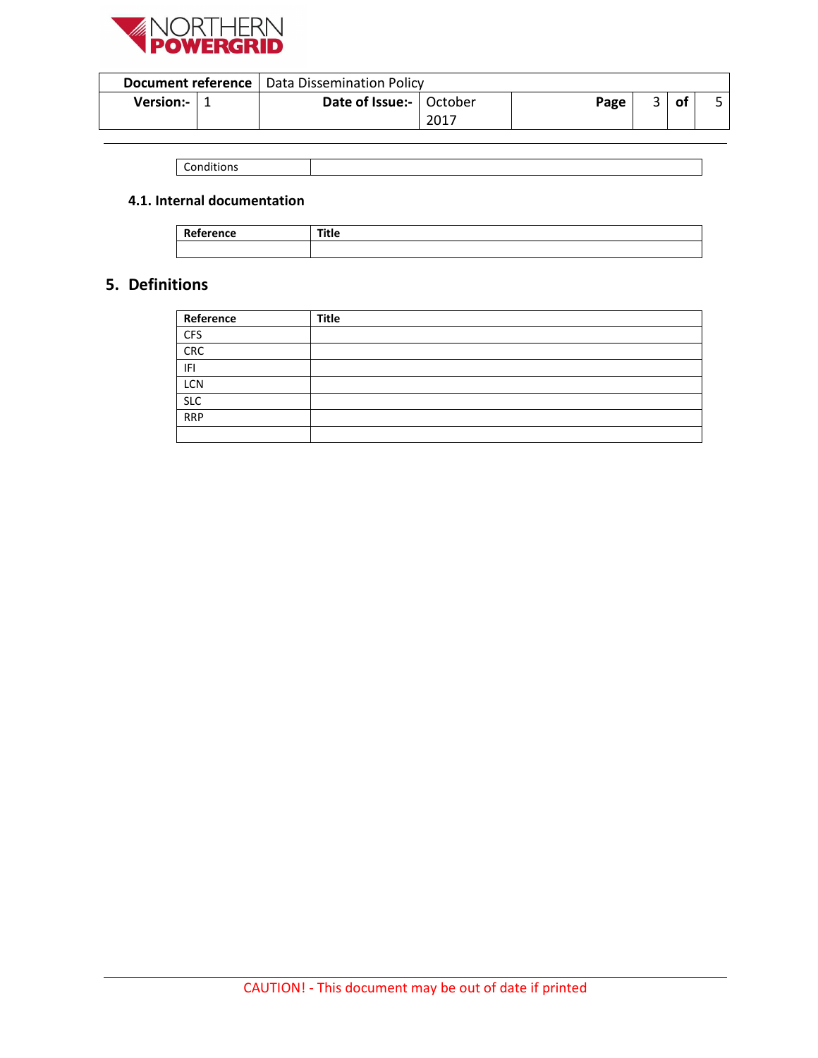| Conditions | |
|---|---|

### 4.1. Internal documentation

| Reference | Title |
|---|---|
| | |

## 5. Definitions

| Reference | Title |
|---|---|
| CFS | |
| CRC | |
| IFI | |
| LCN | |
| SLC | |
| RRP | |
| | |

CAUTION! - This document may be out of date if printed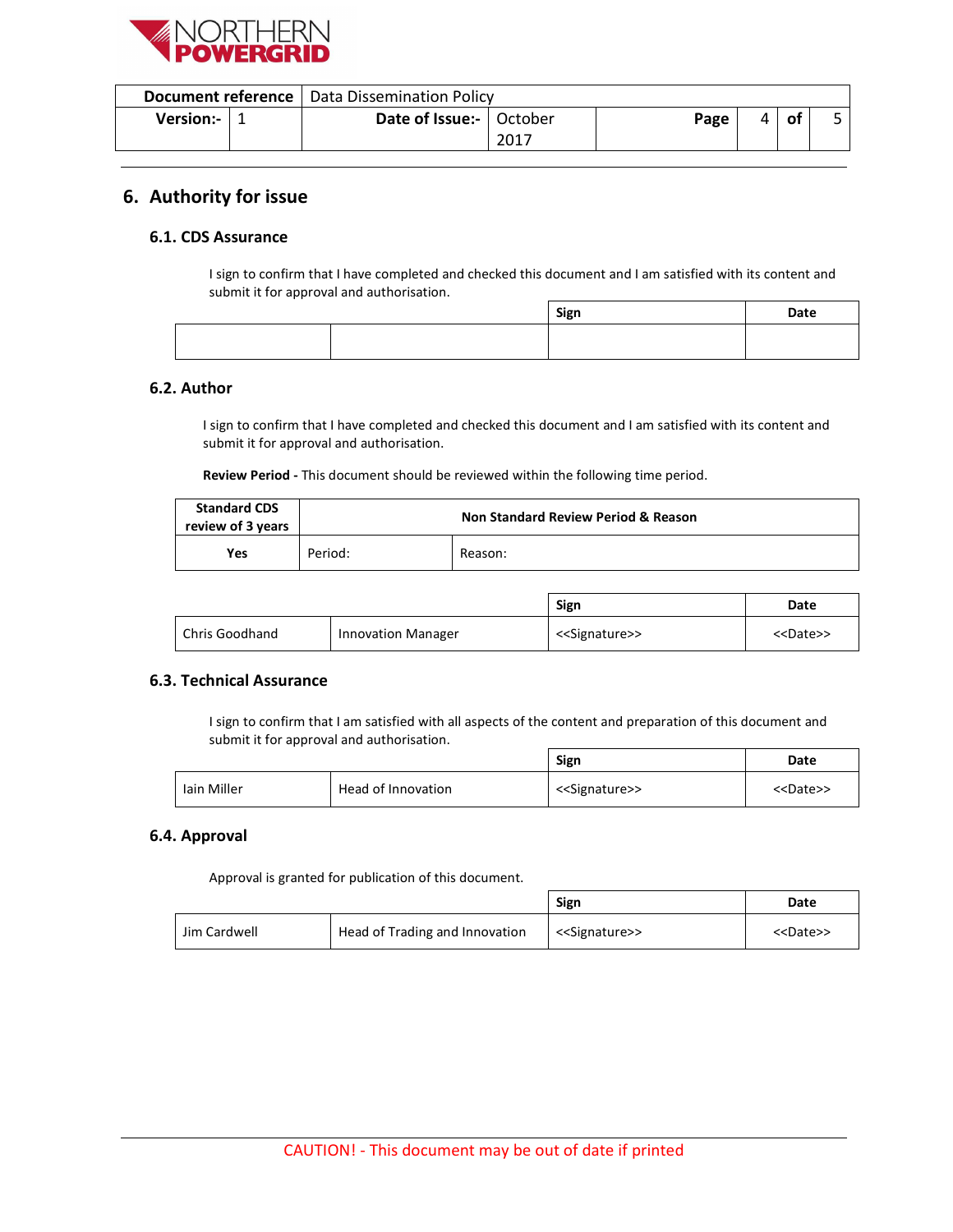# 6. Authority for issue

## 6.1. CDS Assurance

I sign to confirm that I have completed and checked this document and I am satisfied with its content and submit it for approval and authorisation.

| | | Sign | Date |
|---|---|---|---|
| | | | |

## 6.2. Author

I sign to confirm that I have completed and checked this document and I am satisfied with its content and submit it for approval and authorisation.

**Review Period -** This document should be reviewed within the following time period.

| Standard CDS review of 3 years | Non Standard Review Period & Reason | |
|---|---|---|
| Yes | Period: | Reason: |

| | | Sign | Date |
|---|---|---|---|
| Chris Goodhand | Innovation Manager | <<Signature>> | <<Date>> |

## 6.3. Technical Assurance

I sign to confirm that I am satisfied with all aspects of the content and preparation of this document and submit it for approval and authorisation.

| | | Sign | Date |
|---|---|---|---|
| Iain Miller | Head of Innovation | <<Signature>> | <<Date>> |

## 6.4. Approval

Approval is granted for publication of this document.

| | | Sign | Date |
|---|---|---|---|
| Jim Cardwell | Head of Trading and Innovation | <<Signature>> | <<Date>> |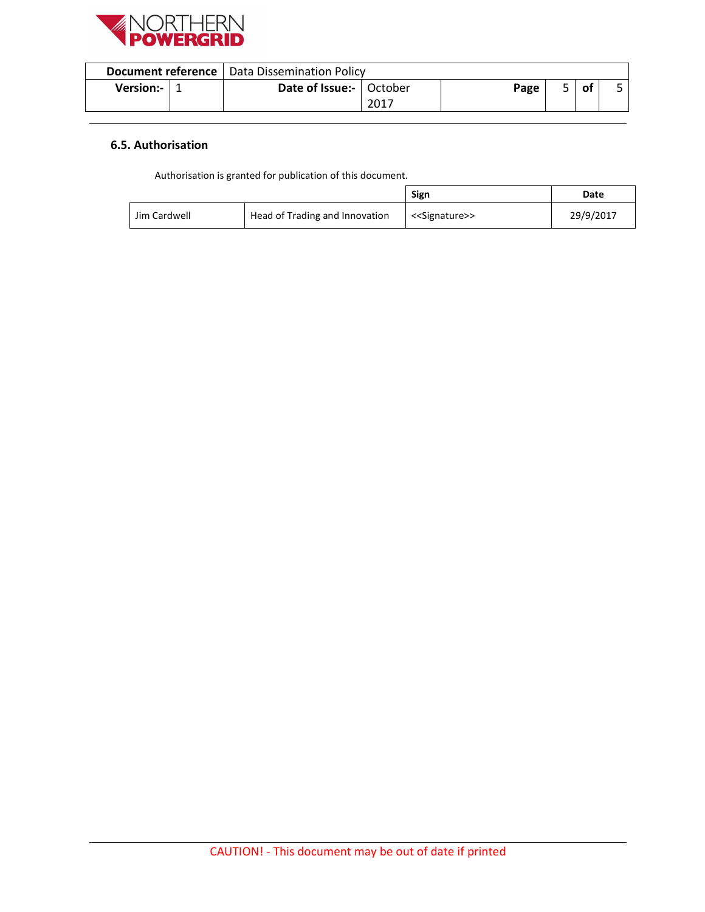### 6.5. Authorisation

Authorisation is granted for publication of this document.

| | | Sign | Date |
|---|---|---|---|
| Jim Cardwell | Head of Trading and Innovation | <<Signature>> | 29/9/2017 |